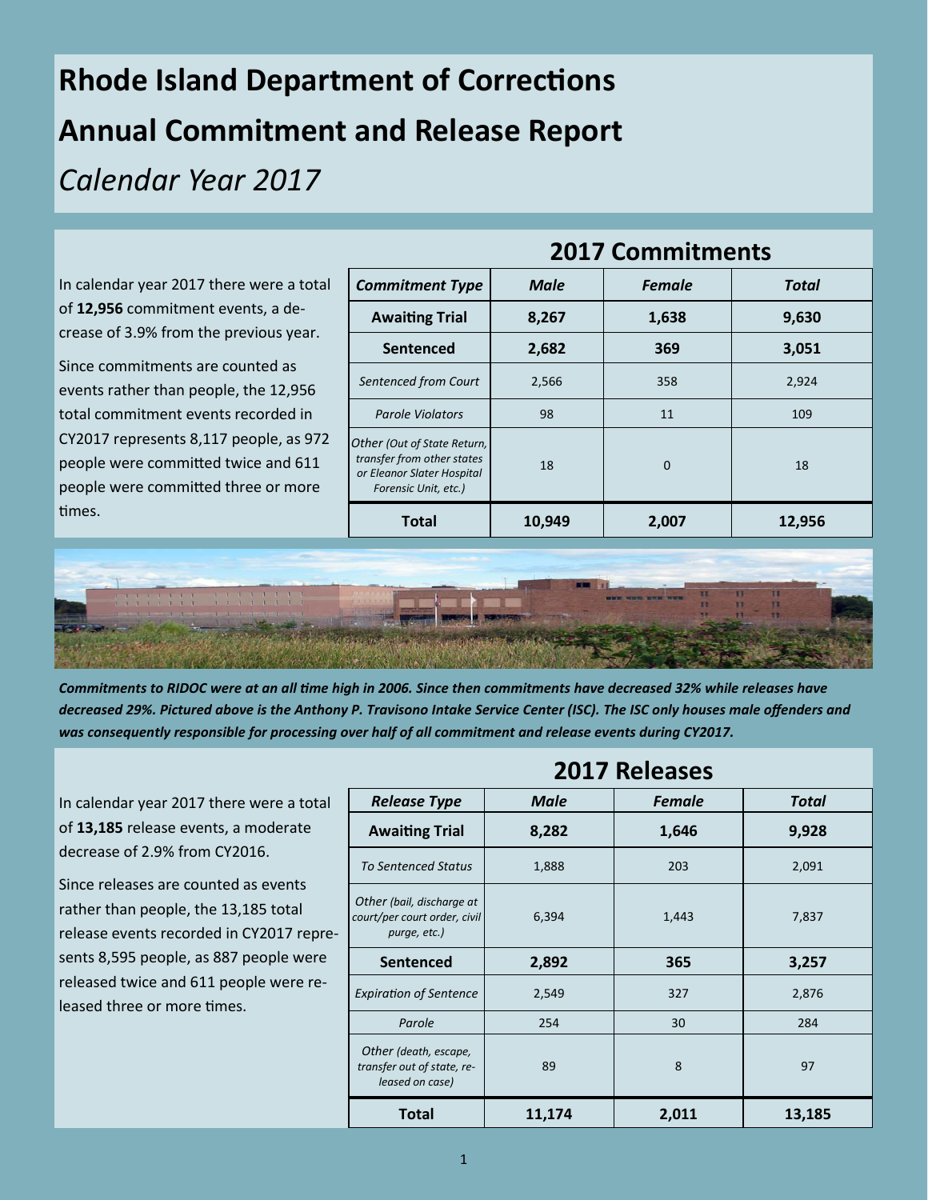# Rhode Island Department of Corrections

# Annual Commitment and Release Report

## *Calendar Year 2017*

In calendar year 2017 there were a total of **12,956** commitment events, a decrease of 3.9% from the previous year.

Since commitments are counted as events rather than people, the 12,956 total commitment events recorded in CY2017 represents 8,117 people, as 972 people were committed twice and 611 people were committed three or more times.

## 2017 Commitments

| *Commitment Type* | *Male* | *Female* | *Total* |
|---|---|---|---|
| **Awaiting Trial** | **8,267** | **1,638** | **9,630** |
| **Sentenced** | **2,682** | **369** | **3,051** |
| *Sentenced from Court* | 2,566 | 358 | 2,924 |
| *Parole Violators* | 98 | 11 | 109 |
| *Other (Out of State Return, transfer from other states or Eleanor Slater Hospital Forensic Unit, etc.)* | 18 | 0 | 18 |
| **Total** | **10,949** | **2,007** | **12,956** |

***Commitments to RIDOC were at an all time high in 2006. Since then commitments have decreased 32% while releases have decreased 29%. Pictured above is the Anthony P. Travisono Intake Service Center (ISC). The ISC only houses male offenders and was consequently responsible for processing over half of all commitment and release events during CY2017.***

In calendar year 2017 there were a total of **13,185** release events, a moderate decrease of 2.9% from CY2016.

Since releases are counted as events rather than people, the 13,185 total release events recorded in CY2017 represents 8,595 people, as 887 people were released twice and 611 people were released three or more times.

## 2017 Releases

| *Release Type* | *Male* | *Female* | *Total* |
|---|---|---|---|
| **Awaiting Trial** | **8,282** | **1,646** | **9,928** |
| *To Sentenced Status* | 1,888 | 203 | 2,091 |
| *Other (bail, discharge at court/per court order, civil purge, etc.)* | 6,394 | 1,443 | 7,837 |
| **Sentenced** | **2,892** | **365** | **3,257** |
| *Expiration of Sentence* | 2,549 | 327 | 2,876 |
| *Parole* | 254 | 30 | 284 |
| *Other (death, escape, transfer out of state, released on case)* | 89 | 8 | 97 |
| **Total** | **11,174** | **2,011** | **13,185** |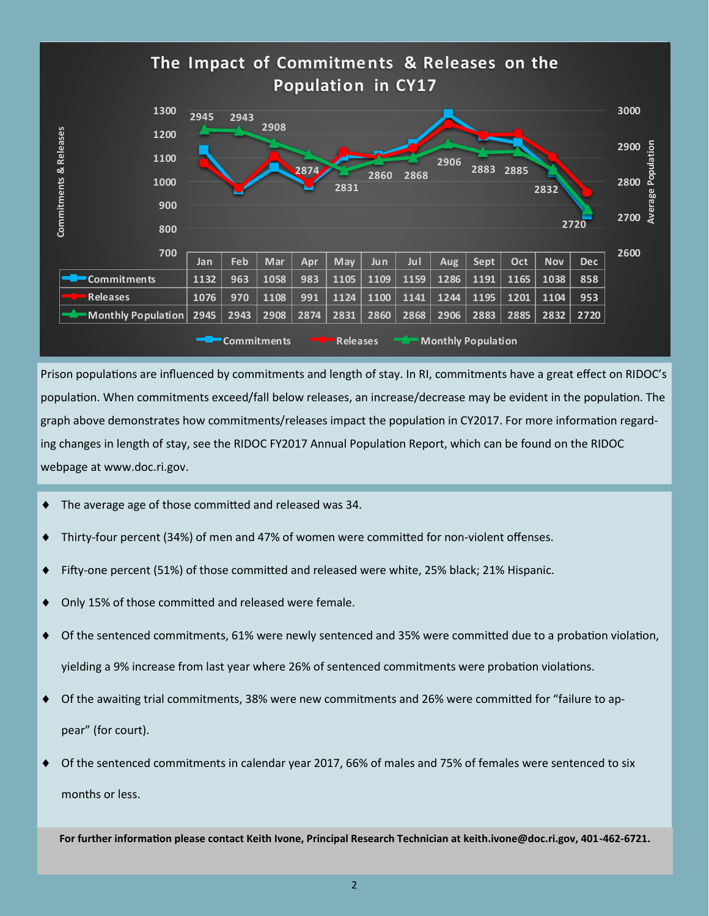## The Impact of Commitments & Releases on the Population in CY17

| | Jan | Feb | Mar | Apr | May | Jun | Jul | Aug | Sept | Oct | Nov | Dec |
|---|---|---|---|---|---|---|---|---|---|---|---|---|
| Commitments | 1132 | 963 | 1058 | 983 | 1105 | 1109 | 1159 | 1286 | 1191 | 1165 | 1038 | 858 |
| Releases | 1076 | 970 | 1108 | 991 | 1124 | 1100 | 1141 | 1244 | 1195 | 1201 | 1104 | 953 |
| Monthly Population | 2945 | 2943 | 2908 | 2874 | 2831 | 2860 | 2868 | 2906 | 2883 | 2885 | 2832 | 2720 |

Prison populations are influenced by commitments and length of stay. In RI, commitments have a great effect on RIDOC's population. When commitments exceed/fall below releases, an increase/decrease may be evident in the population. The graph above demonstrates how commitments/releases impact the population in CY2017. For more information regarding changes in length of stay, see the RIDOC FY2017 Annual Population Report, which can be found on the RIDOC webpage at www.doc.ri.gov.

- The average age of those committed and released was 34.
- Thirty-four percent (34%) of men and 47% of women were committed for non-violent offenses.
- Fifty-one percent (51%) of those committed and released were white, 25% black; 21% Hispanic.
- Only 15% of those committed and released were female.
- Of the sentenced commitments, 61% were newly sentenced and 35% were committed due to a probation violation, yielding a 9% increase from last year where 26% of sentenced commitments were probation violations.
- Of the awaiting trial commitments, 38% were new commitments and 26% were committed for "failure to appear" (for court).
- Of the sentenced commitments in calendar year 2017, 66% of males and 75% of females were sentenced to six months or less.

**For further information please contact Keith Ivone, Principal Research Technician at keith.ivone@doc.ri.gov, 401-462-6721.**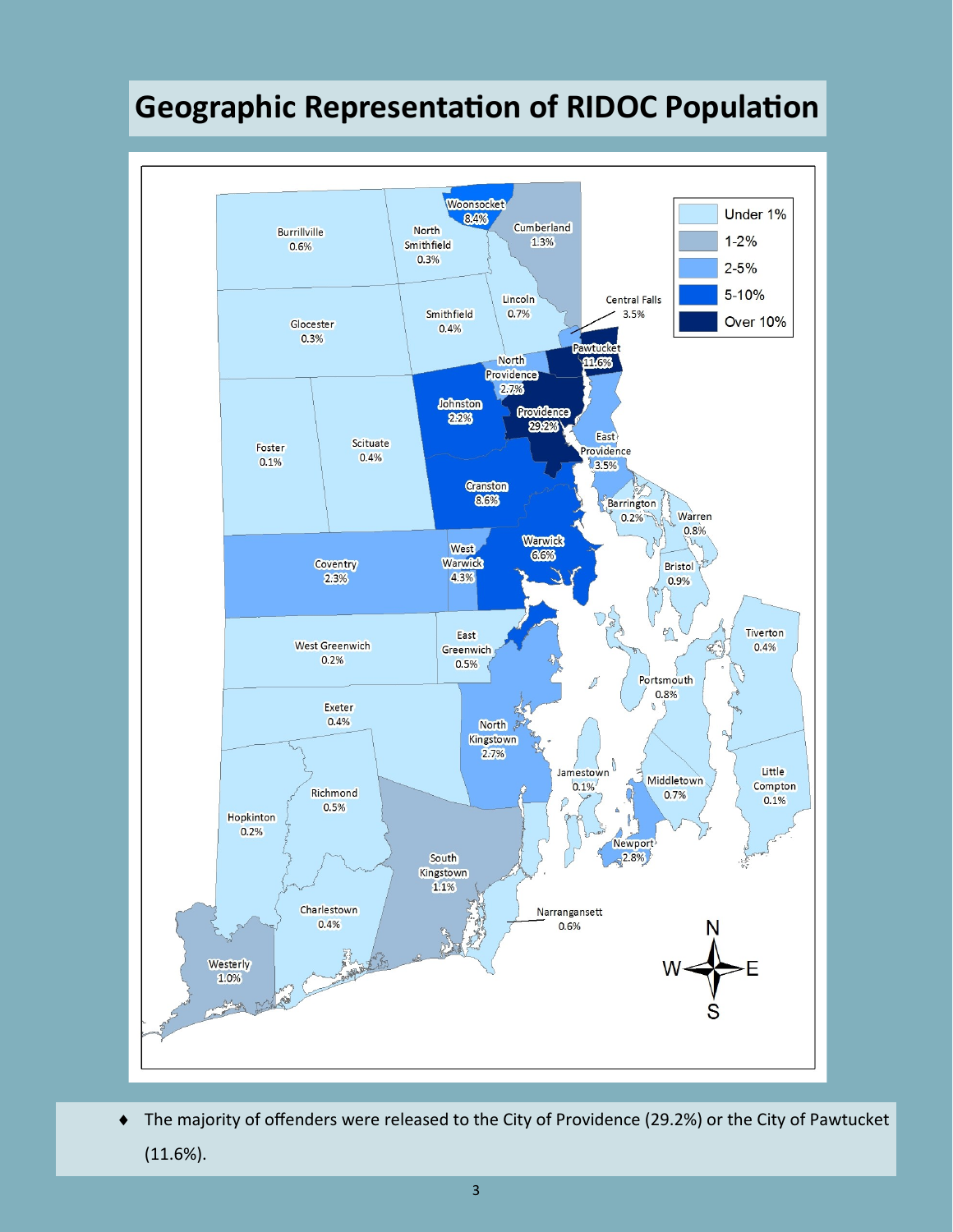# Geographic Representation of RIDOC Population

Under 1%
1-2%
2-5%
5-10%
Over 10%

Woonsocket 8.4%
Burrillville 0.6%
North Smithfield 0.3%
Cumberland 1.3%
Lincoln 0.7%
Central Falls 3.5%
Glocester 0.3%
Smithfield 0.4%
Pawtucket 11.6%
North Providence 2.7%
Johnston 2.2%
Providence 29.2%
East Providence 3.5%
Foster 0.1%
Scituate 0.4%
Cranston 8.6%
Barrington 0.2%
Warren 0.8%
Warwick 6.6%
West Warwick 4.3%
Coventry 2.3%
Bristol 0.9%
West Greenwich 0.2%
East Greenwich 0.5%
Tiverton 0.4%
Portsmouth 0.8%
Exeter 0.4%
North Kingstown 2.7%
Jamestown 0.1%
Middletown 0.7%
Little Compton 0.1%
Richmond 0.5%
Hopkinton 0.2%
Newport 2.8%
South Kingstown 1.1%
Charlestown 0.4%
Narragansett 0.6%
Westerly 1.0%

N
W E
S

- The majority of offenders were released to the City of Providence (29.2%) or the City of Pawtucket (11.6%).